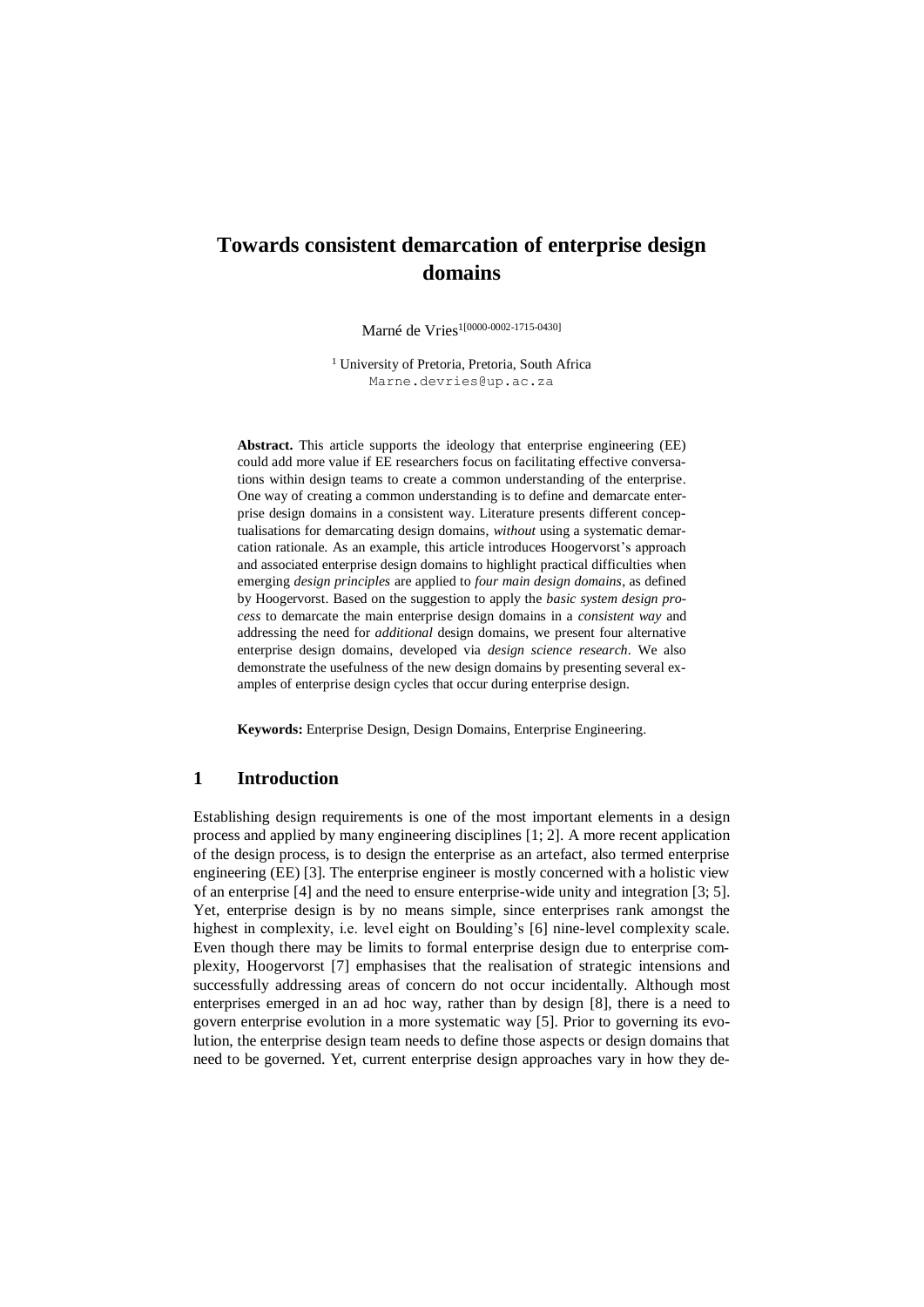# Towards consistent demarcation of enterprise design domains

Marné de Vries[1[0000-0002-1715-0430]]

[1] University of Pretoria, Pretoria, South Africa
Marne.devries@up.ac.za

**Abstract.** This article supports the ideology that enterprise engineering (EE) could add more value if EE researchers focus on facilitating effective conversations within design teams to create a common understanding of the enterprise. One way of creating a common understanding is to define and demarcate enterprise design domains in a consistent way. Literature presents different conceptualisations for demarcating design domains, *without* using a systematic demarcation rationale. As an example, this article introduces Hoogervorst's approach and associated enterprise design domains to highlight practical difficulties when emerging *design principles* are applied to *four main design domains*, as defined by Hoogervorst. Based on the suggestion to apply the *basic system design process* to demarcate the main enterprise design domains in a *consistent way* and addressing the need for *additional* design domains, we present four alternative enterprise design domains, developed via *design science research*. We also demonstrate the usefulness of the new design domains by presenting several examples of enterprise design cycles that occur during enterprise design.

**Keywords:** Enterprise Design, Design Domains, Enterprise Engineering.

## 1 Introduction

Establishing design requirements is one of the most important elements in a design process and applied by many engineering disciplines [1; 2]. A more recent application of the design process, is to design the enterprise as an artefact, also termed enterprise engineering (EE) [3]. The enterprise engineer is mostly concerned with a holistic view of an enterprise [4] and the need to ensure enterprise-wide unity and integration [3; 5]. Yet, enterprise design is by no means simple, since enterprises rank amongst the highest in complexity, i.e. level eight on Boulding's [6] nine-level complexity scale. Even though there may be limits to formal enterprise design due to enterprise complexity, Hoogervorst [7] emphasises that the realisation of strategic intensions and successfully addressing areas of concern do not occur incidentally. Although most enterprises emerged in an ad hoc way, rather than by design [8], there is a need to govern enterprise evolution in a more systematic way [5]. Prior to governing its evolution, the enterprise design team needs to define those aspects or design domains that need to be governed. Yet, current enterprise design approaches vary in how they de-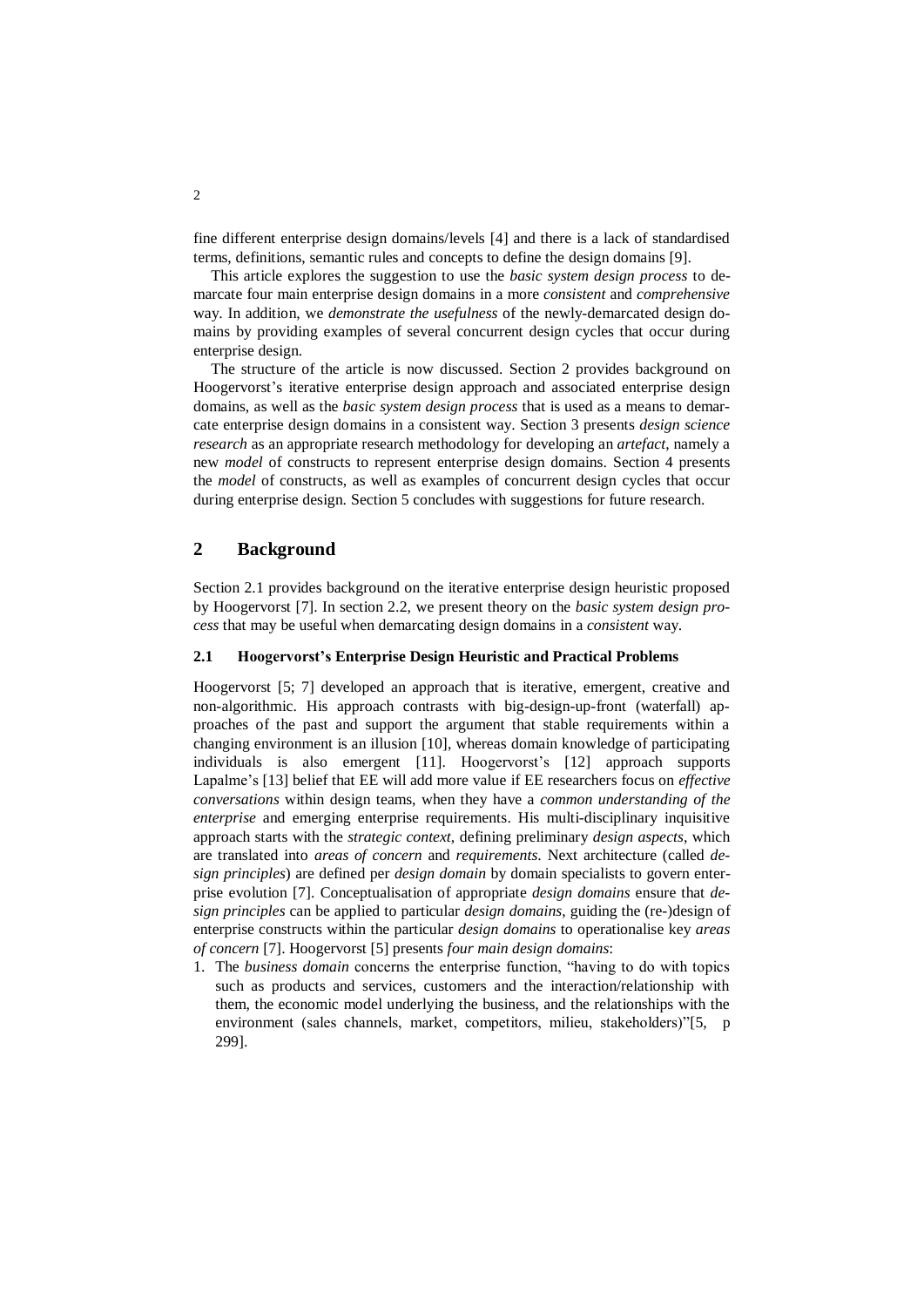fine different enterprise design domains/levels [4] and there is a lack of standardised terms, definitions, semantic rules and concepts to define the design domains [9].

This article explores the suggestion to use the *basic system design process* to demarcate four main enterprise design domains in a more *consistent* and *comprehensive* way. In addition, we *demonstrate the usefulness* of the newly-demarcated design domains by providing examples of several concurrent design cycles that occur during enterprise design.

The structure of the article is now discussed. Section 2 provides background on Hoogervorst's iterative enterprise design approach and associated enterprise design domains, as well as the *basic system design process* that is used as a means to demarcate enterprise design domains in a consistent way. Section 3 presents *design science research* as an appropriate research methodology for developing an *artefact*, namely a new *model* of constructs to represent enterprise design domains. Section 4 presents the *model* of constructs, as well as examples of concurrent design cycles that occur during enterprise design. Section 5 concludes with suggestions for future research.

## 2 Background

Section 2.1 provides background on the iterative enterprise design heuristic proposed by Hoogervorst [7]. In section 2.2, we present theory on the *basic system design process* that may be useful when demarcating design domains in a *consistent* way.

### 2.1 Hoogervorst's Enterprise Design Heuristic and Practical Problems

Hoogervorst [5; 7] developed an approach that is iterative, emergent, creative and non-algorithmic. His approach contrasts with big-design-up-front (waterfall) approaches of the past and support the argument that stable requirements within a changing environment is an illusion [10], whereas domain knowledge of participating individuals is also emergent [11]. Hoogervorst's [12] approach supports Lapalme's [13] belief that EE will add more value if EE researchers focus on *effective conversations* within design teams, when they have a *common understanding of the enterprise* and emerging enterprise requirements. His multi-disciplinary inquisitive approach starts with the *strategic context*, defining preliminary *design aspects*, which are translated into *areas of concern* and *requirements*. Next architecture (called *design principles*) are defined per *design domain* by domain specialists to govern enterprise evolution [7]. Conceptualisation of appropriate *design domains* ensure that *design principles* can be applied to particular *design domains*, guiding the (re-)design of enterprise constructs within the particular *design domains* to operationalise key *areas of concern* [7]. Hoogervorst [5] presents *four main design domains*:

1. The *business domain* concerns the enterprise function, "having to do with topics such as products and services, customers and the interaction/relationship with them, the economic model underlying the business, and the relationships with the environment (sales channels, market, competitors, milieu, stakeholders)"[5, p 299].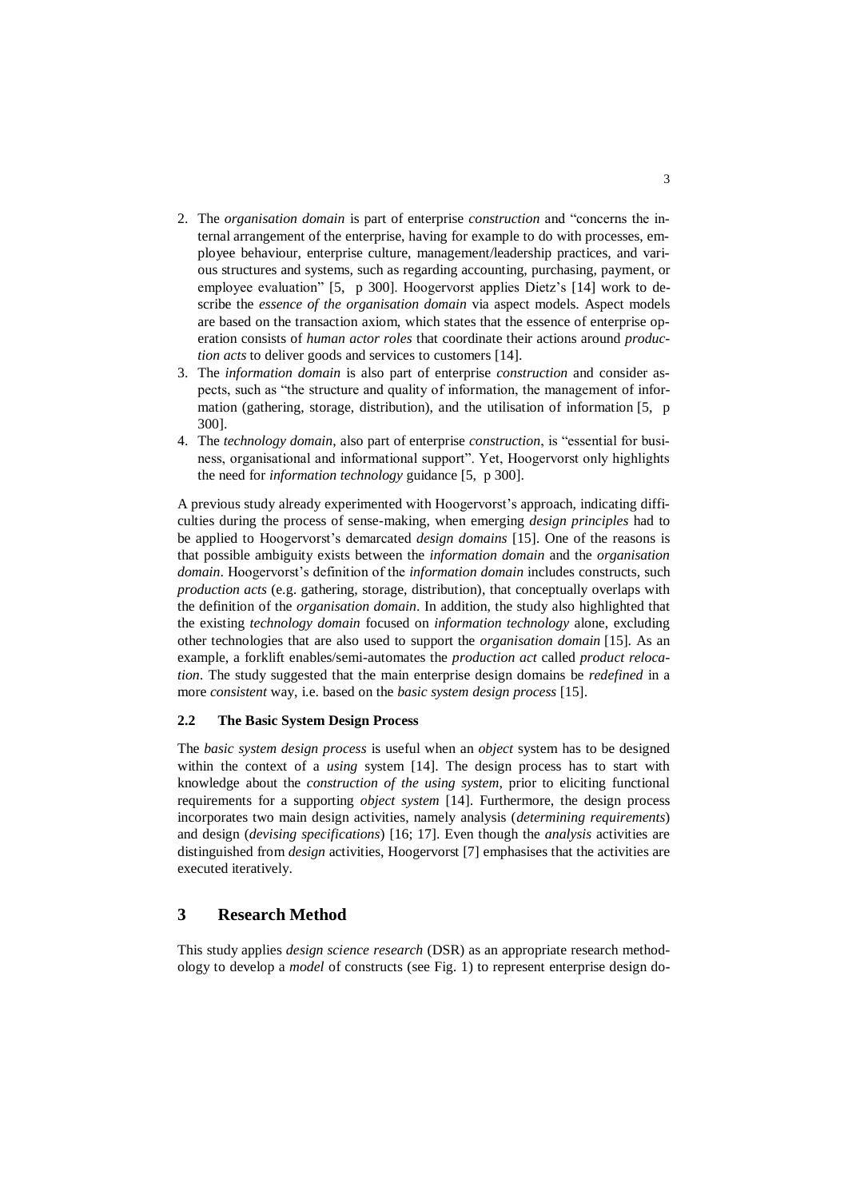2. The *organisation domain* is part of enterprise *construction* and "concerns the internal arrangement of the enterprise, having for example to do with processes, employee behaviour, enterprise culture, management/leadership practices, and various structures and systems, such as regarding accounting, purchasing, payment, or employee evaluation" [5, p 300]. Hoogervorst applies Dietz's [14] work to describe the *essence of the organisation domain* via aspect models. Aspect models are based on the transaction axiom, which states that the essence of enterprise operation consists of *human actor roles* that coordinate their actions around *production acts* to deliver goods and services to customers [14].
3. The *information domain* is also part of enterprise *construction* and consider aspects, such as "the structure and quality of information, the management of information (gathering, storage, distribution), and the utilisation of information [5, p 300].
4. The *technology domain*, also part of enterprise *construction*, is "essential for business, organisational and informational support". Yet, Hoogervorst only highlights the need for *information technology* guidance [5, p 300].

A previous study already experimented with Hoogervorst's approach, indicating difficulties during the process of sense-making, when emerging *design principles* had to be applied to Hoogervorst's demarcated *design domains* [15]. One of the reasons is that possible ambiguity exists between the *information domain* and the *organisation domain*. Hoogervorst's definition of the *information domain* includes constructs, such *production acts* (e.g. gathering, storage, distribution), that conceptually overlaps with the definition of the *organisation domain*. In addition, the study also highlighted that the existing *technology domain* focused on *information technology* alone, excluding other technologies that are also used to support the *organisation domain* [15]. As an example, a forklift enables/semi-automates the *production act* called *product relocation*. The study suggested that the main enterprise design domains be *redefined* in a more *consistent* way, i.e. based on the *basic system design process* [15].

### 2.2 The Basic System Design Process

The *basic system design process* is useful when an *object* system has to be designed within the context of a *using* system [14]. The design process has to start with knowledge about the *construction of the using system*, prior to eliciting functional requirements for a supporting *object system* [14]. Furthermore, the design process incorporates two main design activities, namely analysis (*determining requirements*) and design (*devising specifications*) [16; 17]. Even though the *analysis* activities are distinguished from *design* activities, Hoogervorst [7] emphasises that the activities are executed iteratively.

## 3 Research Method

This study applies *design science research* (DSR) as an appropriate research methodology to develop a *model* of constructs (see Fig. 1) to represent enterprise design do-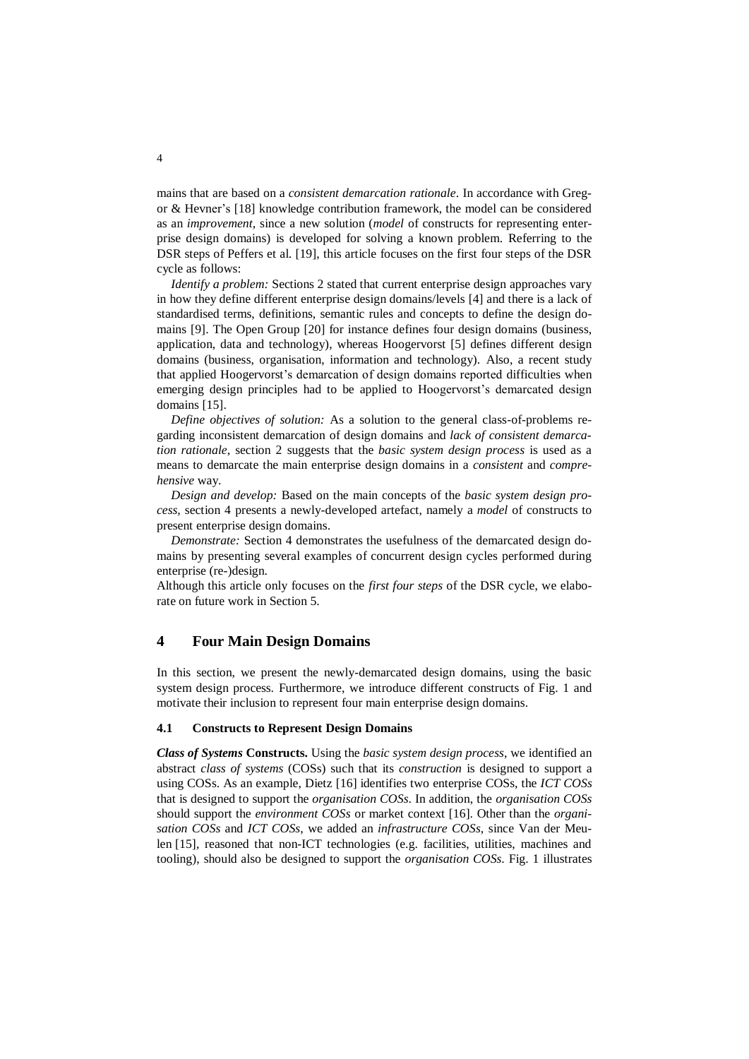mains that are based on a *consistent demarcation rationale*. In accordance with Gregor & Hevner's [18] knowledge contribution framework, the model can be considered as an *improvement*, since a new solution (*model* of constructs for representing enterprise design domains) is developed for solving a known problem. Referring to the DSR steps of Peffers et al. [19], this article focuses on the first four steps of the DSR cycle as follows:

*Identify a problem:* Sections 2 stated that current enterprise design approaches vary in how they define different enterprise design domains/levels [4] and there is a lack of standardised terms, definitions, semantic rules and concepts to define the design domains [9]. The Open Group [20] for instance defines four design domains (business, application, data and technology), whereas Hoogervorst [5] defines different design domains (business, organisation, information and technology). Also, a recent study that applied Hoogervorst's demarcation of design domains reported difficulties when emerging design principles had to be applied to Hoogervorst's demarcated design domains [15].

*Define objectives of solution:* As a solution to the general class-of-problems regarding inconsistent demarcation of design domains and *lack of consistent demarcation rationale*, section 2 suggests that the *basic system design process* is used as a means to demarcate the main enterprise design domains in a *consistent* and *comprehensive* way.

*Design and develop:* Based on the main concepts of the *basic system design process*, section 4 presents a newly-developed artefact, namely a *model* of constructs to present enterprise design domains.

*Demonstrate:* Section 4 demonstrates the usefulness of the demarcated design domains by presenting several examples of concurrent design cycles performed during enterprise (re-)design.

Although this article only focuses on the *first four steps* of the DSR cycle, we elaborate on future work in Section 5.

## 4 Four Main Design Domains

In this section, we present the newly-demarcated design domains, using the basic system design process. Furthermore, we introduce different constructs of Fig. 1 and motivate their inclusion to represent four main enterprise design domains.

### 4.1 Constructs to Represent Design Domains

***Class of Systems* Constructs.** Using the *basic system design process*, we identified an abstract *class of systems* (COSs) such that its *construction* is designed to support a using COSs. As an example, Dietz [16] identifies two enterprise COSs, the *ICT COSs* that is designed to support the *organisation COSs*. In addition, the *organisation COSs* should support the *environment COSs* or market context [16]. Other than the *organisation COSs* and *ICT COSs*, we added an *infrastructure COSs*, since Van der Meulen [15], reasoned that non-ICT technologies (e.g. facilities, utilities, machines and tooling), should also be designed to support the *organisation COSs*. Fig. 1 illustrates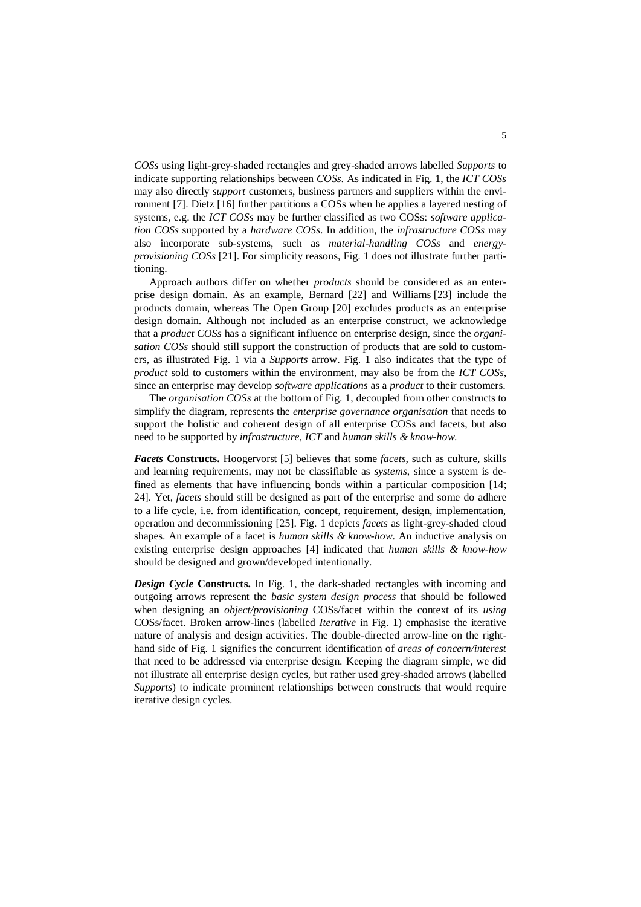*COSs* using light-grey-shaded rectangles and grey-shaded arrows labelled *Supports* to indicate supporting relationships between *COSs*. As indicated in Fig. 1, the *ICT COSs* may also directly *support* customers, business partners and suppliers within the environment [7]. Dietz [16] further partitions a COSs when he applies a layered nesting of systems, e.g. the *ICT COSs* may be further classified as two COSs: *software application COSs* supported by a *hardware COSs*. In addition, the *infrastructure COSs* may also incorporate sub-systems, such as *material-handling COSs* and *energy-provisioning COSs* [21]. For simplicity reasons, Fig. 1 does not illustrate further partitioning.

Approach authors differ on whether *products* should be considered as an enterprise design domain. As an example, Bernard [22] and Williams [23] include the products domain, whereas The Open Group [20] excludes products as an enterprise design domain. Although not included as an enterprise construct, we acknowledge that a *product COSs* has a significant influence on enterprise design, since the *organisation COSs* should still support the construction of products that are sold to customers, as illustrated Fig. 1 via a *Supports* arrow. Fig. 1 also indicates that the type of *product* sold to customers within the environment, may also be from the *ICT COSs*, since an enterprise may develop *software applications* as a *product* to their customers.

The *organisation COSs* at the bottom of Fig. 1, decoupled from other constructs to simplify the diagram, represents the *enterprise governance organisation* that needs to support the holistic and coherent design of all enterprise COSs and facets, but also need to be supported by *infrastructure*, *ICT* and *human skills & know-how*.

***Facets* Constructs.** Hoogervorst [5] believes that some *facets*, such as culture, skills and learning requirements, may not be classifiable as *systems*, since a system is defined as elements that have influencing bonds within a particular composition [14; 24]. Yet, *facets* should still be designed as part of the enterprise and some do adhere to a life cycle, i.e. from identification, concept, requirement, design, implementation, operation and decommissioning [25]. Fig. 1 depicts *facets* as light-grey-shaded cloud shapes. An example of a facet is *human skills & know-how*. An inductive analysis on existing enterprise design approaches [4] indicated that *human skills & know-how* should be designed and grown/developed intentionally.

***Design Cycle* Constructs.** In Fig. 1, the dark-shaded rectangles with incoming and outgoing arrows represent the *basic system design process* that should be followed when designing an *object/provisioning* COSs/facet within the context of its *using* COSs/facet. Broken arrow-lines (labelled *Iterative* in Fig. 1) emphasise the iterative nature of analysis and design activities. The double-directed arrow-line on the right-hand side of Fig. 1 signifies the concurrent identification of *areas of concern/interest* that need to be addressed via enterprise design. Keeping the diagram simple, we did not illustrate all enterprise design cycles, but rather used grey-shaded arrows (labelled *Supports*) to indicate prominent relationships between constructs that would require iterative design cycles.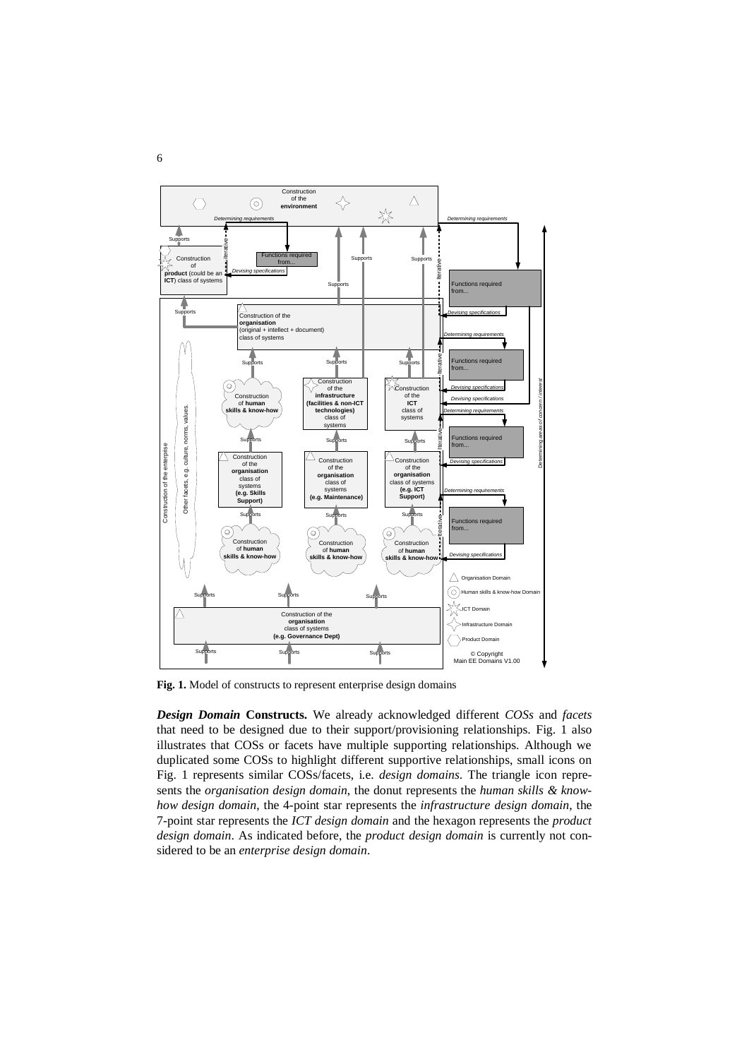**Fig. 1.** Model of constructs to represent enterprise design domains

***Design Domain* Constructs.** We already acknowledged different *COSs* and *facets* that need to be designed due to their support/provisioning relationships. Fig. 1 also illustrates that COSs or facets have multiple supporting relationships. Although we duplicated some COSs to highlight different supportive relationships, small icons on Fig. 1 represents similar COSs/facets, i.e. *design domains*. The triangle icon represents the *organisation design domain*, the donut represents the *human skills & know-how design domain*, the 4-point star represents the *infrastructure design domain*, the 7-point star represents the *ICT design domain* and the hexagon represents the *product design domain*. As indicated before, the *product design domain* is currently not considered to be an *enterprise design domain*.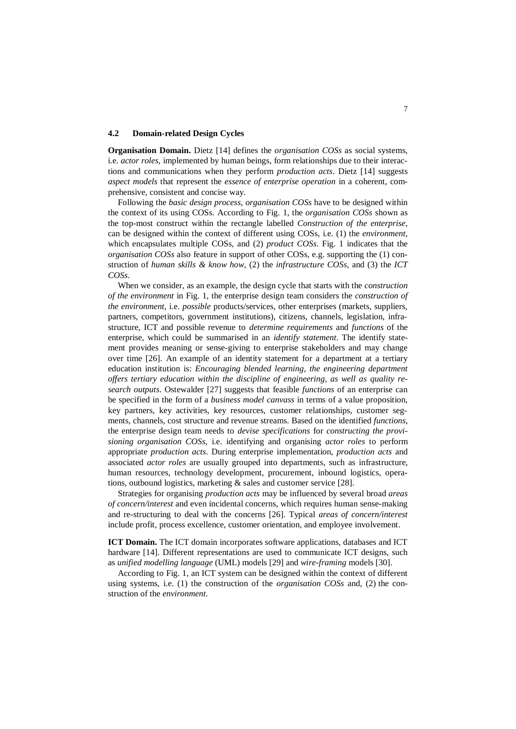### 4.2 Domain-related Design Cycles

**Organisation Domain.** Dietz [14] defines the *organisation COSs* as social systems, i.e. *actor roles*, implemented by human beings, form relationships due to their interactions and communications when they perform *production acts*. Dietz [14] suggests *aspect models* that represent the *essence of enterprise operation* in a coherent, comprehensive, consistent and concise way.

Following the *basic design process*, *organisation COSs* have to be designed within the context of its using COSs. According to Fig. 1, the *organisation COSs* shown as the top-most construct within the rectangle labelled *Construction of the enterprise,* can be designed within the context of different using COSs, i.e. (1) the *environment*, which encapsulates multiple COSs, and (2) *product COSs*. Fig. 1 indicates that the *organisation COSs* also feature in support of other COSs, e.g. supporting the (1) construction of *human skills & know how*, (2) the *infrastructure COSs*, and (3) the *ICT COSs*.

When we consider, as an example, the design cycle that starts with the *construction of the environment* in Fig. 1, the enterprise design team considers the *construction of the environment*, i.e. *possible* products/services, other enterprises (markets, suppliers, partners, competitors, government institutions), citizens, channels, legislation, infrastructure, ICT and possible revenue to *determine requirements* and *functions* of the enterprise, which could be summarised in an *identify statement*. The identify statement provides meaning or sense-giving to enterprise stakeholders and may change over time [26]. An example of an identity statement for a department at a tertiary education institution is: *Encouraging blended learning, the engineering department offers tertiary education within the discipline of engineering, as well as quality research outputs*. Ostewalder [27] suggests that feasible *functions* of an enterprise can be specified in the form of a *business model canvass* in terms of a value proposition, key partners, key activities, key resources, customer relationships, customer segments, channels, cost structure and revenue streams. Based on the identified *functions*, the enterprise design team needs to *devise specifications* for *constructing the provisioning organisation COSs*, i.e. identifying and organising *actor roles* to perform appropriate *production acts*. During enterprise implementation, *production acts* and associated *actor roles* are usually grouped into departments, such as infrastructure, human resources, technology development, procurement, inbound logistics, operations, outbound logistics, marketing & sales and customer service [28].

Strategies for organising *production acts* may be influenced by several broad *areas of concern/interest* and even incidental concerns, which requires human sense-making and re-structuring to deal with the concerns [26]. Typical *areas of concern/interest* include profit, process excellence, customer orientation, and employee involvement.

**ICT Domain.** The ICT domain incorporates software applications, databases and ICT hardware [14]. Different representations are used to communicate ICT designs, such as *unified modelling language* (UML) models [29] and *wire-framing* models [30].

According to Fig. 1, an ICT system can be designed within the context of different using systems, i.e. (1) the construction of the *organisation COSs* and, (2) the construction of the *environment*.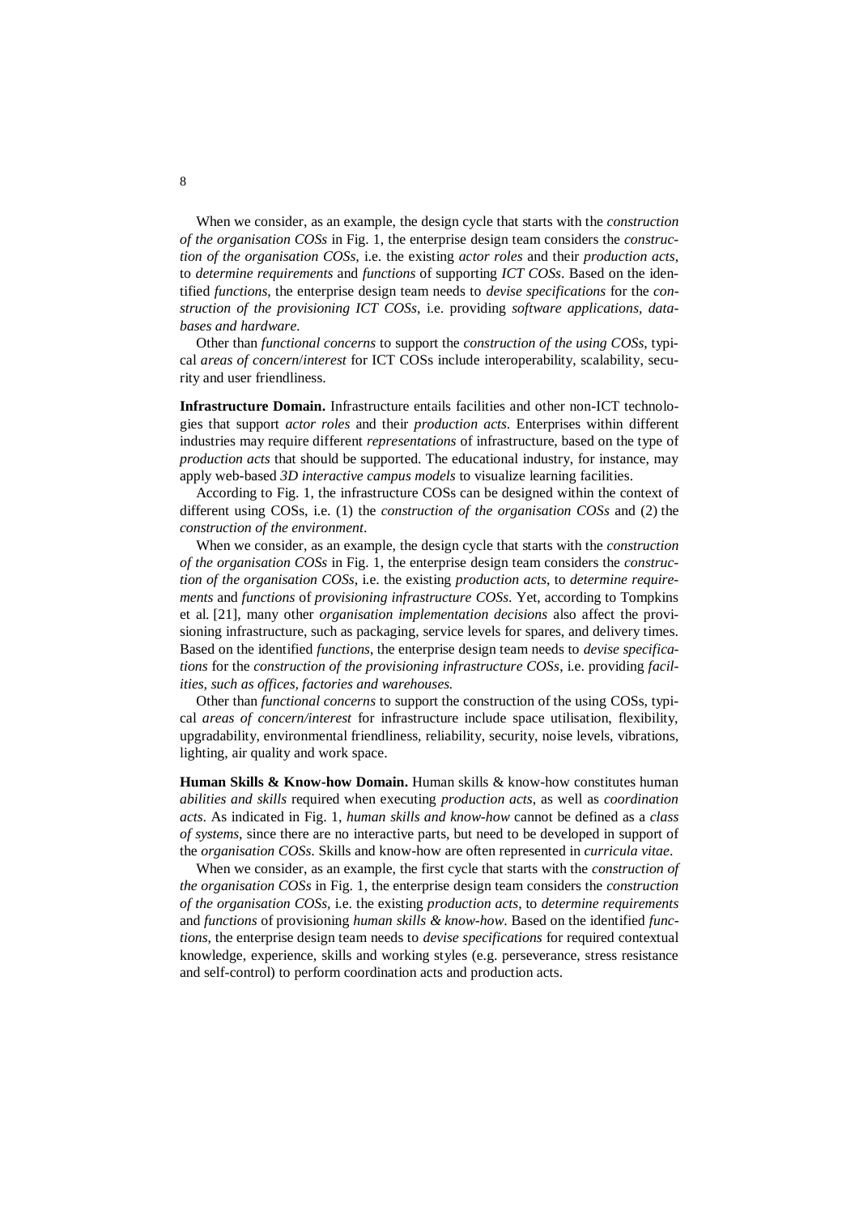When we consider, as an example, the design cycle that starts with the *construction of the organisation COSs* in Fig. 1, the enterprise design team considers the *construction of the organisation COSs*, i.e. the existing *actor roles* and their *production acts*, to *determine requirements* and *functions* of supporting *ICT COSs*. Based on the identified *functions*, the enterprise design team needs to *devise specifications* for the *construction of the provisioning ICT COSs*, i.e. providing *software applications, databases and hardware*.

Other than *functional concerns* to support the *construction of the using COSs*, typical *areas of concern*/*interest* for ICT COSs include interoperability, scalability, security and user friendliness.

**Infrastructure Domain.** Infrastructure entails facilities and other non-ICT technologies that support *actor roles* and their *production acts*. Enterprises within different industries may require different *representations* of infrastructure, based on the type of *production acts* that should be supported. The educational industry, for instance, may apply web-based *3D interactive campus models* to visualize learning facilities.

According to Fig. 1, the infrastructure COSs can be designed within the context of different using COSs, i.e. (1) the *construction of the organisation COSs* and (2) the *construction of the environment*.

When we consider, as an example, the design cycle that starts with the *construction of the organisation COSs* in Fig. 1, the enterprise design team considers the *construction of the organisation COSs*, i.e. the existing *production acts*, to *determine requirements* and *functions* of *provisioning infrastructure COSs*. Yet, according to Tompkins et al. [21], many other *organisation implementation decisions* also affect the provisioning infrastructure, such as packaging, service levels for spares, and delivery times. Based on the identified *functions*, the enterprise design team needs to *devise specifications* for the *construction of the provisioning infrastructure COSs*, i.e. providing *facilities, such as offices, factories and warehouses*.

Other than *functional concerns* to support the construction of the using COSs, typical *areas of concern/interest* for infrastructure include space utilisation, flexibility, upgradability, environmental friendliness, reliability, security, noise levels, vibrations, lighting, air quality and work space.

**Human Skills & Know-how Domain.** Human skills & know-how constitutes human *abilities and skills* required when executing *production acts*, as well as *coordination acts*. As indicated in Fig. 1, *human skills and know-how* cannot be defined as a *class of systems*, since there are no interactive parts, but need to be developed in support of the *organisation COSs*. Skills and know-how are often represented in *curricula vitae*.

When we consider, as an example, the first cycle that starts with the *construction of the organisation COSs* in Fig. 1, the enterprise design team considers the *construction of the organisation COSs*, i.e. the existing *production acts*, to *determine requirements* and *functions* of provisioning *human skills & know-how*. Based on the identified *functions*, the enterprise design team needs to *devise specifications* for required contextual knowledge, experience, skills and working styles (e.g. perseverance, stress resistance and self-control) to perform coordination acts and production acts.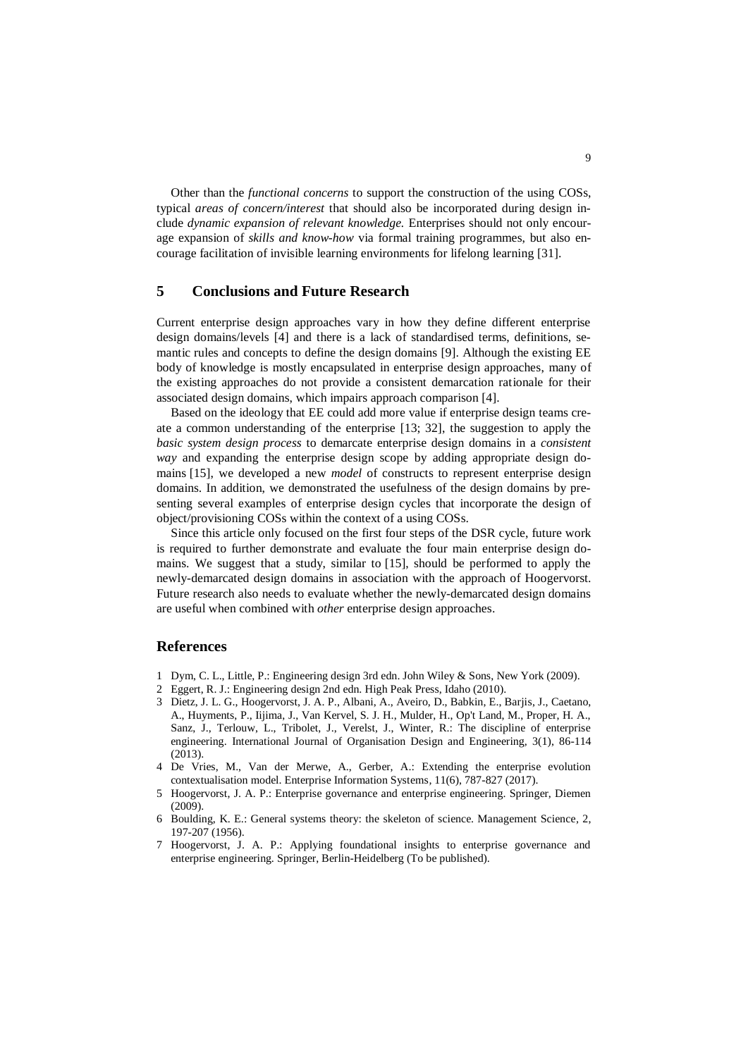Other than the *functional concerns* to support the construction of the using COSs, typical *areas of concern/interest* that should also be incorporated during design include *dynamic expansion of relevant knowledge.* Enterprises should not only encourage expansion of *skills and know-how* via formal training programmes, but also encourage facilitation of invisible learning environments for lifelong learning [31].

## 5 Conclusions and Future Research

Current enterprise design approaches vary in how they define different enterprise design domains/levels [4] and there is a lack of standardised terms, definitions, semantic rules and concepts to define the design domains [9]. Although the existing EE body of knowledge is mostly encapsulated in enterprise design approaches, many of the existing approaches do not provide a consistent demarcation rationale for their associated design domains, which impairs approach comparison [4].

Based on the ideology that EE could add more value if enterprise design teams create a common understanding of the enterprise [13; 32], the suggestion to apply the *basic system design process* to demarcate enterprise design domains in a *consistent way* and expanding the enterprise design scope by adding appropriate design domains [15], we developed a new *model* of constructs to represent enterprise design domains. In addition, we demonstrated the usefulness of the design domains by presenting several examples of enterprise design cycles that incorporate the design of object/provisioning COSs within the context of a using COSs.

Since this article only focused on the first four steps of the DSR cycle, future work is required to further demonstrate and evaluate the four main enterprise design domains. We suggest that a study, similar to [15], should be performed to apply the newly-demarcated design domains in association with the approach of Hoogervorst. Future research also needs to evaluate whether the newly-demarcated design domains are useful when combined with *other* enterprise design approaches.

## References

1 Dym, C. L., Little, P.: Engineering design 3rd edn. John Wiley & Sons, New York (2009).

2 Eggert, R. J.: Engineering design 2nd edn. High Peak Press, Idaho (2010).

3 Dietz, J. L. G., Hoogervorst, J. A. P., Albani, A., Aveiro, D., Babkin, E., Barjis, J., Caetano, A., Huyments, P., Iijima, J., Van Kervel, S. J. H., Mulder, H., Op't Land, M., Proper, H. A., Sanz, J., Terlouw, L., Tribolet, J., Verelst, J., Winter, R.: The discipline of enterprise engineering. International Journal of Organisation Design and Engineering, 3(1), 86-114 (2013).

4 De Vries, M., Van der Merwe, A., Gerber, A.: Extending the enterprise evolution contextualisation model. Enterprise Information Systems, 11(6), 787-827 (2017).

5 Hoogervorst, J. A. P.: Enterprise governance and enterprise engineering. Springer, Diemen (2009).

6 Boulding, K. E.: General systems theory: the skeleton of science. Management Science, 2, 197-207 (1956).

7 Hoogervorst, J. A. P.: Applying foundational insights to enterprise governance and enterprise engineering. Springer, Berlin-Heidelberg (To be published).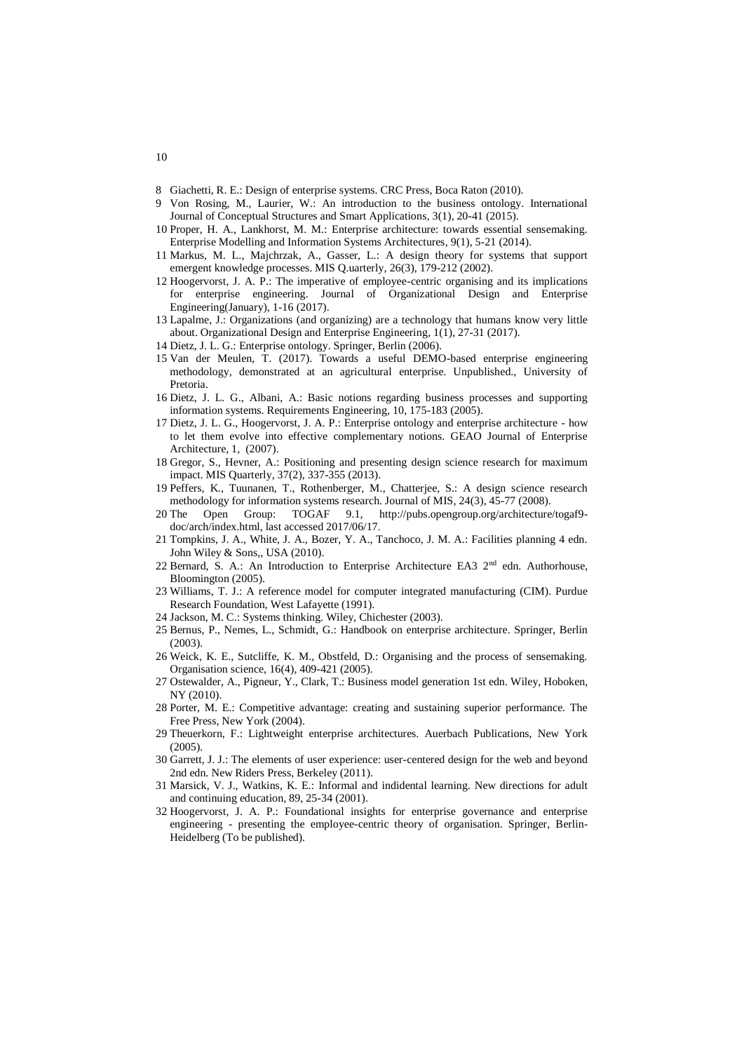8 Giachetti, R. E.: Design of enterprise systems. CRC Press, Boca Raton (2010).
9 Von Rosing, M., Laurier, W.: An introduction to the business ontology. International Journal of Conceptual Structures and Smart Applications, 3(1), 20-41 (2015).
10 Proper, H. A., Lankhorst, M. M.: Enterprise architecture: towards essential sensemaking. Enterprise Modelling and Information Systems Architectures, 9(1), 5-21 (2014).
11 Markus, M. L., Majchrzak, A., Gasser, L.: A design theory for systems that support emergent knowledge processes. MIS Q.uarterly, 26(3), 179-212 (2002).
12 Hoogervorst, J. A. P.: The imperative of employee-centric organising and its implications for enterprise engineering. Journal of Organizational Design and Enterprise Engineering(January), 1-16 (2017).
13 Lapalme, J.: Organizations (and organizing) are a technology that humans know very little about. Organizational Design and Enterprise Engineering, 1(1), 27-31 (2017).
14 Dietz, J. L. G.: Enterprise ontology. Springer, Berlin (2006).
15 Van der Meulen, T. (2017). Towards a useful DEMO-based enterprise engineering methodology, demonstrated at an agricultural enterprise. Unpublished., University of Pretoria.
16 Dietz, J. L. G., Albani, A.: Basic notions regarding business processes and supporting information systems. Requirements Engineering, 10, 175-183 (2005).
17 Dietz, J. L. G., Hoogervorst, J. A. P.: Enterprise ontology and enterprise architecture - how to let them evolve into effective complementary notions. GEAO Journal of Enterprise Architecture, 1, (2007).
18 Gregor, S., Hevner, A.: Positioning and presenting design science research for maximum impact. MIS Quarterly, 37(2), 337-355 (2013).
19 Peffers, K., Tuunanen, T., Rothenberger, M., Chatterjee, S.: A design science research methodology for information systems research. Journal of MIS, 24(3), 45-77 (2008).
20 The Open Group: TOGAF 9.1, http://pubs.opengroup.org/architecture/togaf9-doc/arch/index.html, last accessed 2017/06/17.
21 Tompkins, J. A., White, J. A., Bozer, Y. A., Tanchoco, J. M. A.: Facilities planning 4 edn. John Wiley & Sons,, USA (2010).
22 Bernard, S. A.: An Introduction to Enterprise Architecture EA3 2nd edn. Authorhouse, Bloomington (2005).
23 Williams, T. J.: A reference model for computer integrated manufacturing (CIM). Purdue Research Foundation, West Lafayette (1991).
24 Jackson, M. C.: Systems thinking. Wiley, Chichester (2003).
25 Bernus, P., Nemes, L., Schmidt, G.: Handbook on enterprise architecture. Springer, Berlin (2003).
26 Weick, K. E., Sutcliffe, K. M., Obstfeld, D.: Organising and the process of sensemaking. Organisation science, 16(4), 409-421 (2005).
27 Ostewalder, A., Pigneur, Y., Clark, T.: Business model generation 1st edn. Wiley, Hoboken, NY (2010).
28 Porter, M. E.: Competitive advantage: creating and sustaining superior performance. The Free Press, New York (2004).
29 Theuerkorn, F.: Lightweight enterprise architectures. Auerbach Publications, New York (2005).
30 Garrett, J. J.: The elements of user experience: user-centered design for the web and beyond 2nd edn. New Riders Press, Berkeley (2011).
31 Marsick, V. J., Watkins, K. E.: Informal and indidental learning. New directions for adult and continuing education, 89, 25-34 (2001).
32 Hoogervorst, J. A. P.: Foundational insights for enterprise governance and enterprise engineering - presenting the employee-centric theory of organisation. Springer, Berlin-Heidelberg (To be published).